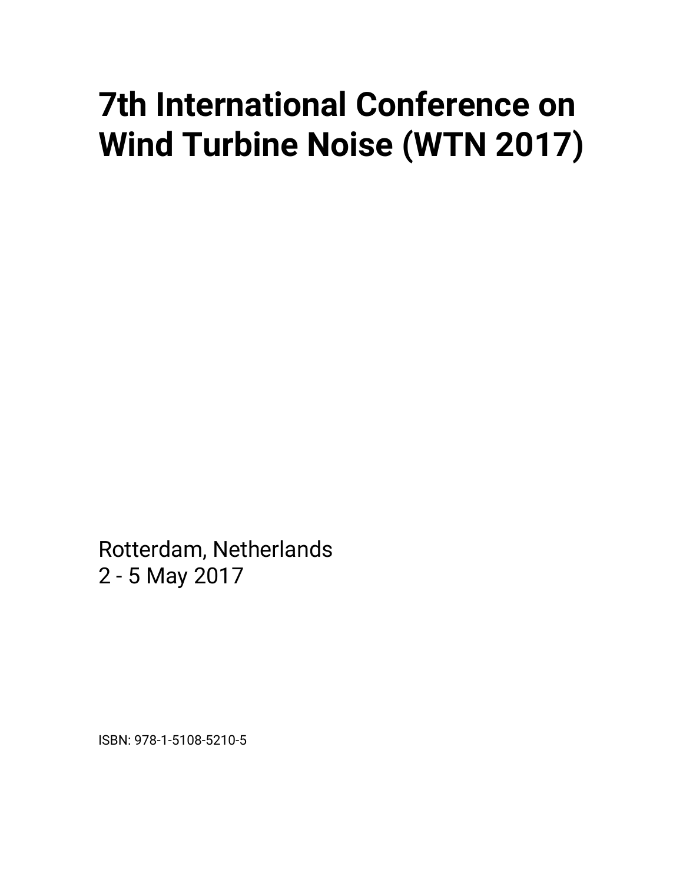# 7th International Conference on Wind Turbine Noise (WTN 2017)

Rotterdam, Netherlands
2 - 5 May 2017

ISBN: 978-1-5108-5210-5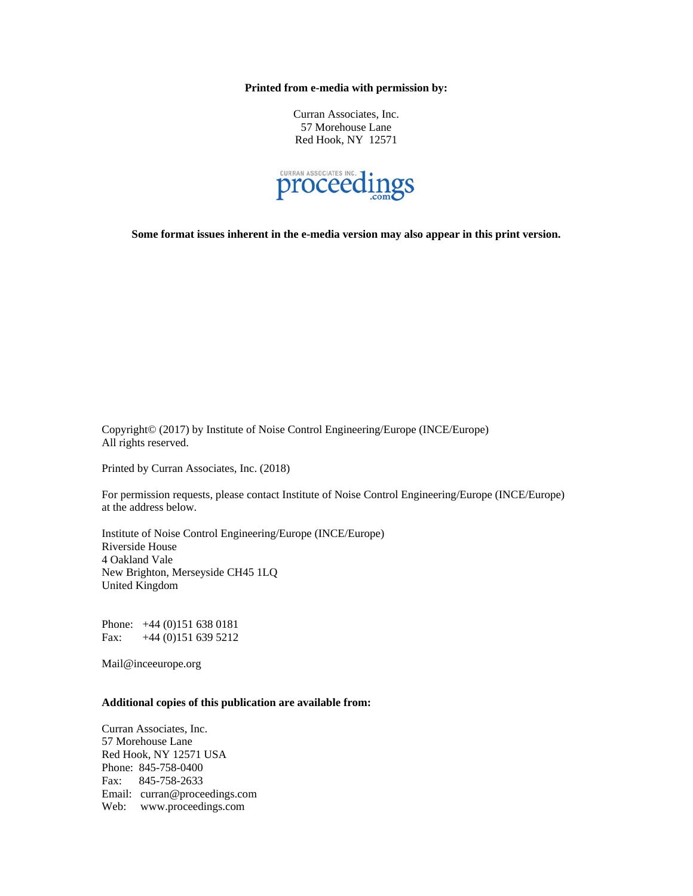**Printed from e-media with permission by:**

Curran Associates, Inc.
57 Morehouse Lane
Red Hook, NY 12571

CURRAN ASSOCIATES INC. proceedings .com

**Some format issues inherent in the e-media version may also appear in this print version.**

Copyright© (2017) by Institute of Noise Control Engineering/Europe (INCE/Europe)
All rights reserved.

Printed by Curran Associates, Inc. (2018)

For permission requests, please contact Institute of Noise Control Engineering/Europe (INCE/Europe) at the address below.

Institute of Noise Control Engineering/Europe (INCE/Europe)
Riverside House
4 Oakland Vale
New Brighton, Merseyside CH45 1LQ
United Kingdom

Phone: +44 (0)151 638 0181
Fax: +44 (0)151 639 5212

Mail@inceeurope.org

**Additional copies of this publication are available from:**

Curran Associates, Inc.
57 Morehouse Lane
Red Hook, NY 12571 USA
Phone: 845-758-0400
Fax: 845-758-2633
Email: curran@proceedings.com
Web: www.proceedings.com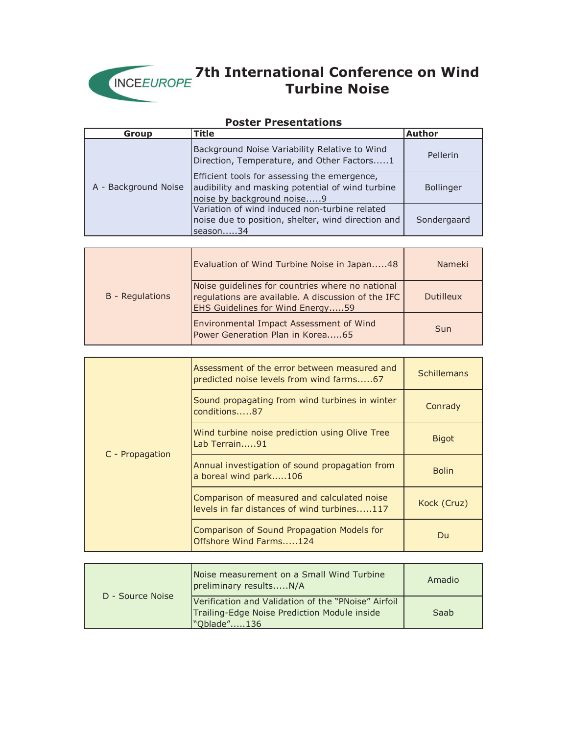# 7th International Conference on Wind Turbine Noise

## Poster Presentations

| Group | Title | Author |
|---|---|---|
| A - Background Noise | Background Noise Variability Relative to Wind Direction, Temperature, and Other Factors.....1 | Pellerin |
| | Efficient tools for assessing the emergence, audibility and masking potential of wind turbine noise by background noise.....9 | Bollinger |
| | Variation of wind induced non-turbine related noise due to position, shelter, wind direction and season.....34 | Sondergaard |
| B - Regulations | Evaluation of Wind Turbine Noise in Japan.....48 | Nameki |
| | Noise guidelines for countries where no national regulations are available. A discussion of the IFC EHS Guidelines for Wind Energy.....59 | Dutilleux |
| | Environmental Impact Assessment of Wind Power Generation Plan in Korea.....65 | Sun |
| C - Propagation | Assessment of the error between measured and predicted noise levels from wind farms.....67 | Schillemans |
| | Sound propagating from wind turbines in winter conditions.....87 | Conrady |
| | Wind turbine noise prediction using Olive Tree Lab Terrain.....91 | Bigot |
| | Annual investigation of sound propagation from a boreal wind park.....106 | Bolin |
| | Comparison of measured and calculated noise levels in far distances of wind turbines.....117 | Kock (Cruz) |
| | Comparison of Sound Propagation Models for Offshore Wind Farms.....124 | Du |
| D - Source Noise | Noise measurement on a Small Wind Turbine preliminary results.....N/A | Amadio |
| | Verification and Validation of the “PNoise” Airfoil Trailing-Edge Noise Prediction Module inside “Qblade”.....136 | Saab |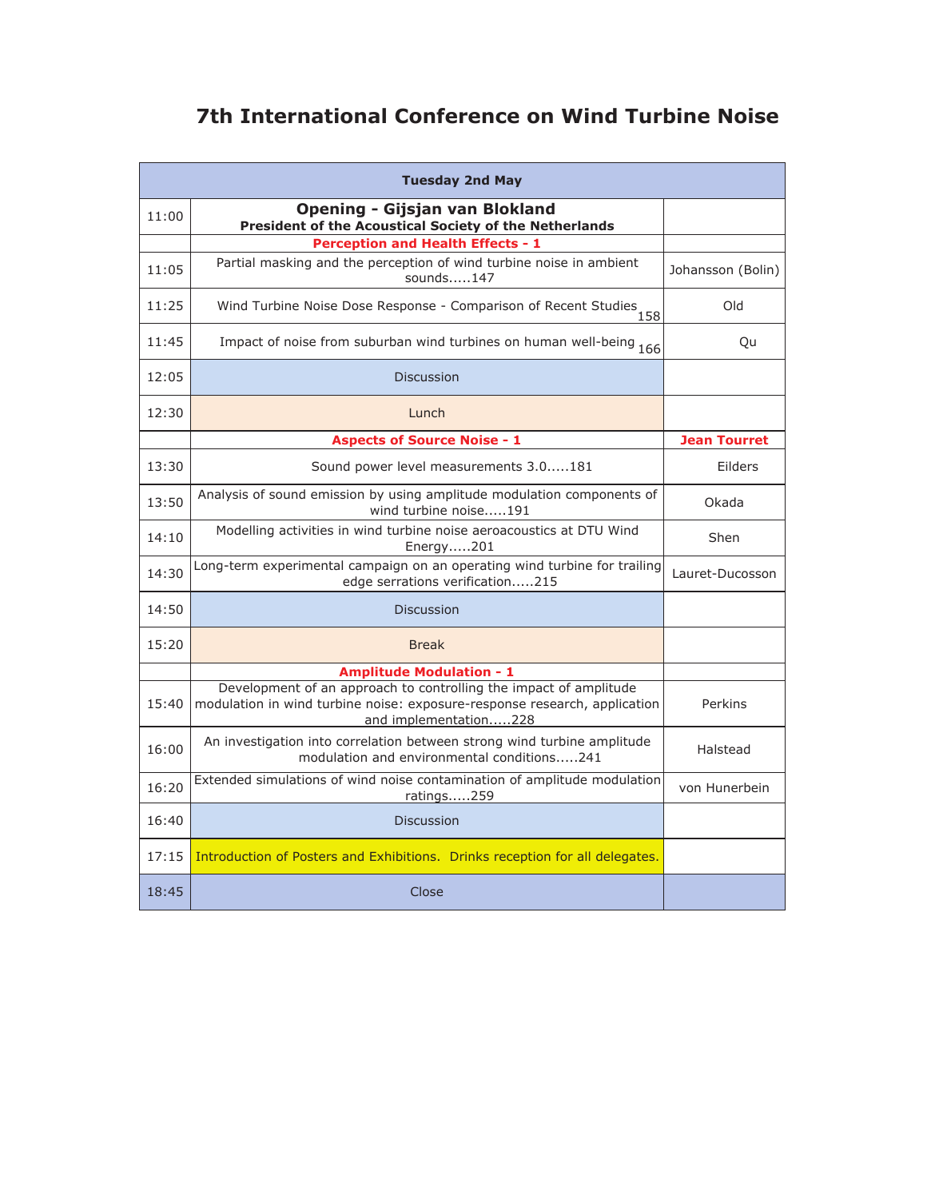# 7th International Conference on Wind Turbine Noise

| Tuesday 2nd May | | |
|---|---|---|
| 11:00 | **Opening - Gijsjan van Blokland** **President of the Acoustical Society of the Netherlands** | |
| | **Perception and Health Effects - 1** | |
| 11:05 | Partial masking and the perception of wind turbine noise in ambient sounds.....147 | Johansson (Bolin) |
| 11:25 | Wind Turbine Noise Dose Response - Comparison of Recent Studies 158 | Old |
| 11:45 | Impact of noise from suburban wind turbines on human well-being 166 | Qu |
| 12:05 | Discussion | |
| 12:30 | Lunch | |
| | **Aspects of Source Noise - 1** | **Jean Tourret** |
| 13:30 | Sound power level measurements 3.0.....181 | Eilders |
| 13:50 | Analysis of sound emission by using amplitude modulation components of wind turbine noise.....191 | Okada |
| 14:10 | Modelling activities in wind turbine noise aeroacoustics at DTU Wind Energy.....201 | Shen |
| 14:30 | Long-term experimental campaign on an operating wind turbine for trailing edge serrations verification.....215 | Lauret-Ducosson |
| 14:50 | Discussion | |
| 15:20 | Break | |
| | **Amplitude Modulation - 1** | |
| 15:40 | Development of an approach to controlling the impact of amplitude modulation in wind turbine noise: exposure-response research, application and implementation.....228 | Perkins |
| 16:00 | An investigation into correlation between strong wind turbine amplitude modulation and environmental conditions.....241 | Halstead |
| 16:20 | Extended simulations of wind noise contamination of amplitude modulation ratings.....259 | von Hunerbein |
| 16:40 | Discussion | |
| 17:15 | Introduction of Posters and Exhibitions. Drinks reception for all delegates. | |
| 18:45 | Close | |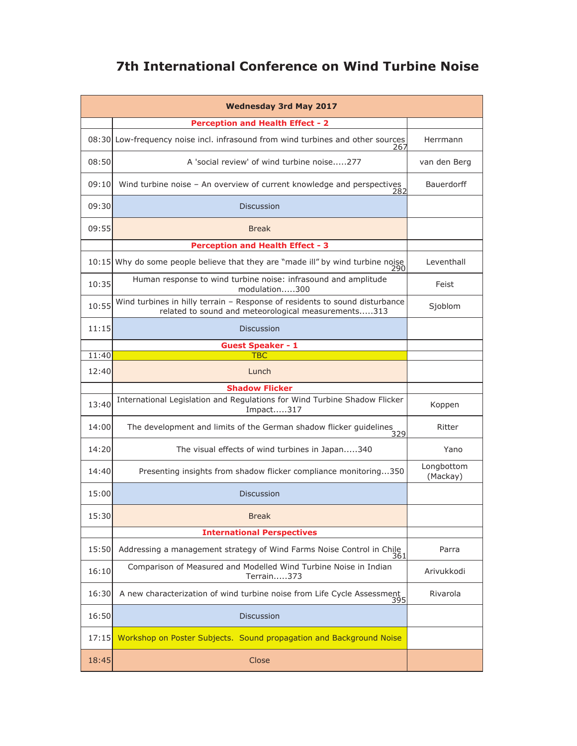# 7th International Conference on Wind Turbine Noise

| Wednesday 3rd May 2017 | | |
|---|---|---|
| | **Perception and Health Effect - 2** | |
| 08:30 | Low-frequency noise incl. infrasound from wind turbines and other sources 267 | Herrmann |
| 08:50 | A 'social review' of wind turbine noise.....277 | van den Berg |
| 09:10 | Wind turbine noise – An overview of current knowledge and perspectives 282 | Bauerdorff |
| 09:30 | Discussion | |
| 09:55 | Break | |
| | **Perception and Health Effect - 3** | |
| 10:15 | Why do some people believe that they are "made ill" by wind turbine noise 290 | Leventhall |
| 10:35 | Human response to wind turbine noise: infrasound and amplitude modulation.....300 | Feist |
| 10:55 | Wind turbines in hilly terrain – Response of residents to sound disturbance related to sound and meteorological measurements.....313 | Sjoblom |
| 11:15 | Discussion | |
| | **Guest Speaker - 1** | |
| 11:40 | TBC | |
| 12:40 | Lunch | |
| | **Shadow Flicker** | |
| 13:40 | International Legislation and Regulations for Wind Turbine Shadow Flicker Impact.....317 | Koppen |
| 14:00 | The development and limits of the German shadow flicker guidelines 329 | Ritter |
| 14:20 | The visual effects of wind turbines in Japan.....340 | Yano |
| 14:40 | Presenting insights from shadow flicker compliance monitoring...350 | Longbottom (Mackay) |
| 15:00 | Discussion | |
| 15:30 | Break | |
| | **International Perspectives** | |
| 15:50 | Addressing a management strategy of Wind Farms Noise Control in Chile 361 | Parra |
| 16:10 | Comparison of Measured and Modelled Wind Turbine Noise in Indian Terrain.....373 | Arivukkodi |
| 16:30 | A new characterization of wind turbine noise from Life Cycle Assessment 395 | Rivarola |
| 16:50 | Discussion | |
| 17:15 | Workshop on Poster Subjects. Sound propagation and Background Noise | |
| 18:45 | Close | |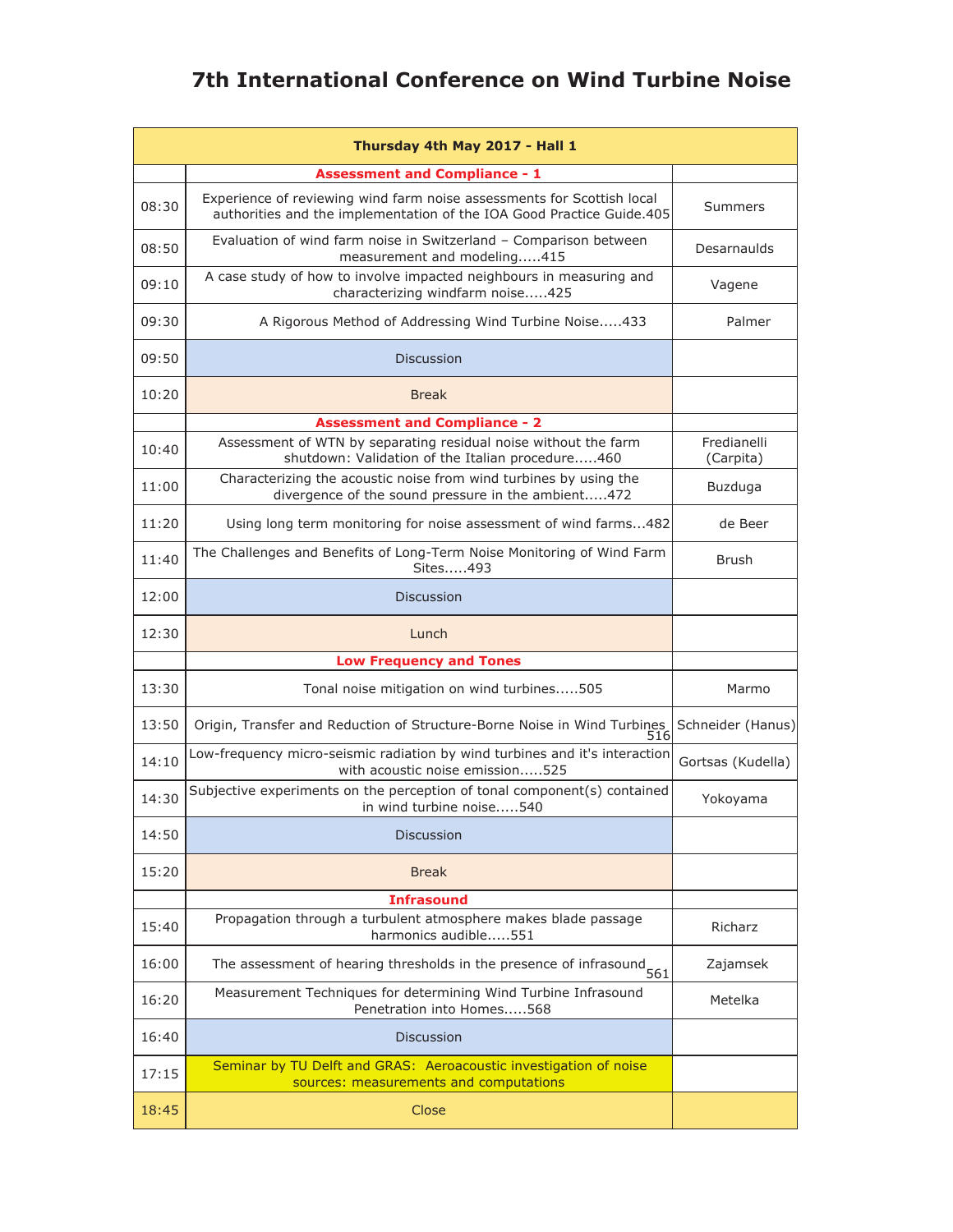# 7th International Conference on Wind Turbine Noise

| Thursday 4th May 2017 - Hall 1 | | |
|---|---|---|
| | **Assessment and Compliance - 1** | |
| 08:30 | Experience of reviewing wind farm noise assessments for Scottish local authorities and the implementation of the IOA Good Practice Guide.405 | Summers |
| 08:50 | Evaluation of wind farm noise in Switzerland – Comparison between measurement and modeling.....415 | Desarnaulds |
| 09:10 | A case study of how to involve impacted neighbours in measuring and characterizing windfarm noise.....425 | Vagene |
| 09:30 | A Rigorous Method of Addressing Wind Turbine Noise.....433 | Palmer |
| 09:50 | Discussion | |
| 10:20 | Break | |
| | **Assessment and Compliance - 2** | |
| 10:40 | Assessment of WTN by separating residual noise without the farm shutdown: Validation of the Italian procedure.....460 | Fredianelli (Carpita) |
| 11:00 | Characterizing the acoustic noise from wind turbines by using the divergence of the sound pressure in the ambient.....472 | Buzduga |
| 11:20 | Using long term monitoring for noise assessment of wind farms...482 | de Beer |
| 11:40 | The Challenges and Benefits of Long-Term Noise Monitoring of Wind Farm Sites.....493 | Brush |
| 12:00 | Discussion | |
| 12:30 | Lunch | |
| | **Low Frequency and Tones** | |
| 13:30 | Tonal noise mitigation on wind turbines.....505 | Marmo |
| 13:50 | Origin, Transfer and Reduction of Structure-Borne Noise in Wind Turbines 516 | Schneider (Hanus) |
| 14:10 | Low-frequency micro-seismic radiation by wind turbines and it's interaction with acoustic noise emission.....525 | Gortsas (Kudella) |
| 14:30 | Subjective experiments on the perception of tonal component(s) contained in wind turbine noise.....540 | Yokoyama |
| 14:50 | Discussion | |
| 15:20 | Break | |
| | **Infrasound** | |
| 15:40 | Propagation through a turbulent atmosphere makes blade passage harmonics audible.....551 | Richarz |
| 16:00 | The assessment of hearing thresholds in the presence of infrasound 561 | Zajamsek |
| 16:20 | Measurement Techniques for determining Wind Turbine Infrasound Penetration into Homes.....568 | Metelka |
| 16:40 | Discussion | |
| 17:15 | Seminar by TU Delft and GRAS: Aeroacoustic investigation of noise sources: measurements and computations | |
| 18:45 | Close | |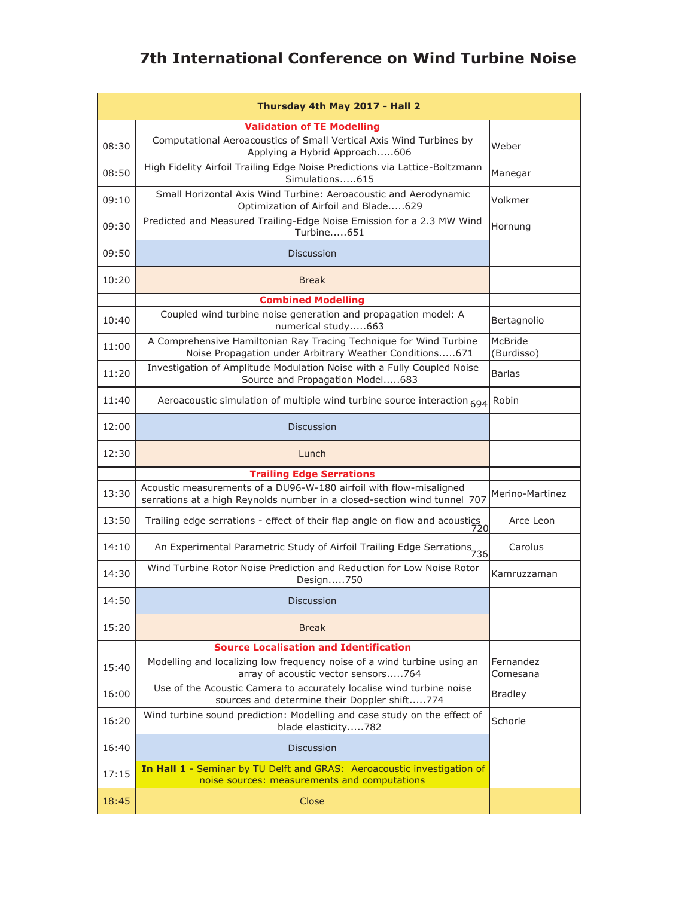# 7th International Conference on Wind Turbine Noise

| Thursday 4th May 2017 - Hall 2 | | |
|---|---|---|
| | **Validation of TE Modelling** | |
| 08:30 | Computational Aeroacoustics of Small Vertical Axis Wind Turbines by Applying a Hybrid Approach.....606 | Weber |
| 08:50 | High Fidelity Airfoil Trailing Edge Noise Predictions via Lattice-Boltzmann Simulations.....615 | Manegar |
| 09:10 | Small Horizontal Axis Wind Turbine: Aeroacoustic and Aerodynamic Optimization of Airfoil and Blade.....629 | Volkmer |
| 09:30 | Predicted and Measured Trailing-Edge Noise Emission for a 2.3 MW Wind Turbine.....651 | Hornung |
| 09:50 | Discussion | |
| 10:20 | Break | |
| | **Combined Modelling** | |
| 10:40 | Coupled wind turbine noise generation and propagation model: A numerical study.....663 | Bertagnolio |
| 11:00 | A Comprehensive Hamiltonian Ray Tracing Technique for Wind Turbine Noise Propagation under Arbitrary Weather Conditions.....671 | McBride (Burdisso) |
| 11:20 | Investigation of Amplitude Modulation Noise with a Fully Coupled Noise Source and Propagation Model.....683 | Barlas |
| 11:40 | Aeroacoustic simulation of multiple wind turbine source interaction 694 | Robin |
| 12:00 | Discussion | |
| 12:30 | Lunch | |
| | **Trailing Edge Serrations** | |
| 13:30 | Acoustic measurements of a DU96-W-180 airfoil with flow-misaligned serrations at a high Reynolds number in a closed-section wind tunnel 707 | Merino-Martinez |
| 13:50 | Trailing edge serrations - effect of their flap angle on flow and acoustics 720 | Arce Leon |
| 14:10 | An Experimental Parametric Study of Airfoil Trailing Edge Serrations 736 | Carolus |
| 14:30 | Wind Turbine Rotor Noise Prediction and Reduction for Low Noise Rotor Design.....750 | Kamruzzaman |
| 14:50 | Discussion | |
| 15:20 | Break | |
| | **Source Localisation and Identification** | |
| 15:40 | Modelling and localizing low frequency noise of a wind turbine using an array of acoustic vector sensors.....764 | Fernandez Comesana |
| 16:00 | Use of the Acoustic Camera to accurately localise wind turbine noise sources and determine their Doppler shift.....774 | Bradley |
| 16:20 | Wind turbine sound prediction: Modelling and case study on the effect of blade elasticity.....782 | Schorle |
| 16:40 | Discussion | |
| 17:15 | **In Hall 1** - Seminar by TU Delft and GRAS: Aeroacoustic investigation of noise sources: measurements and computations | |
| 18:45 | Close | |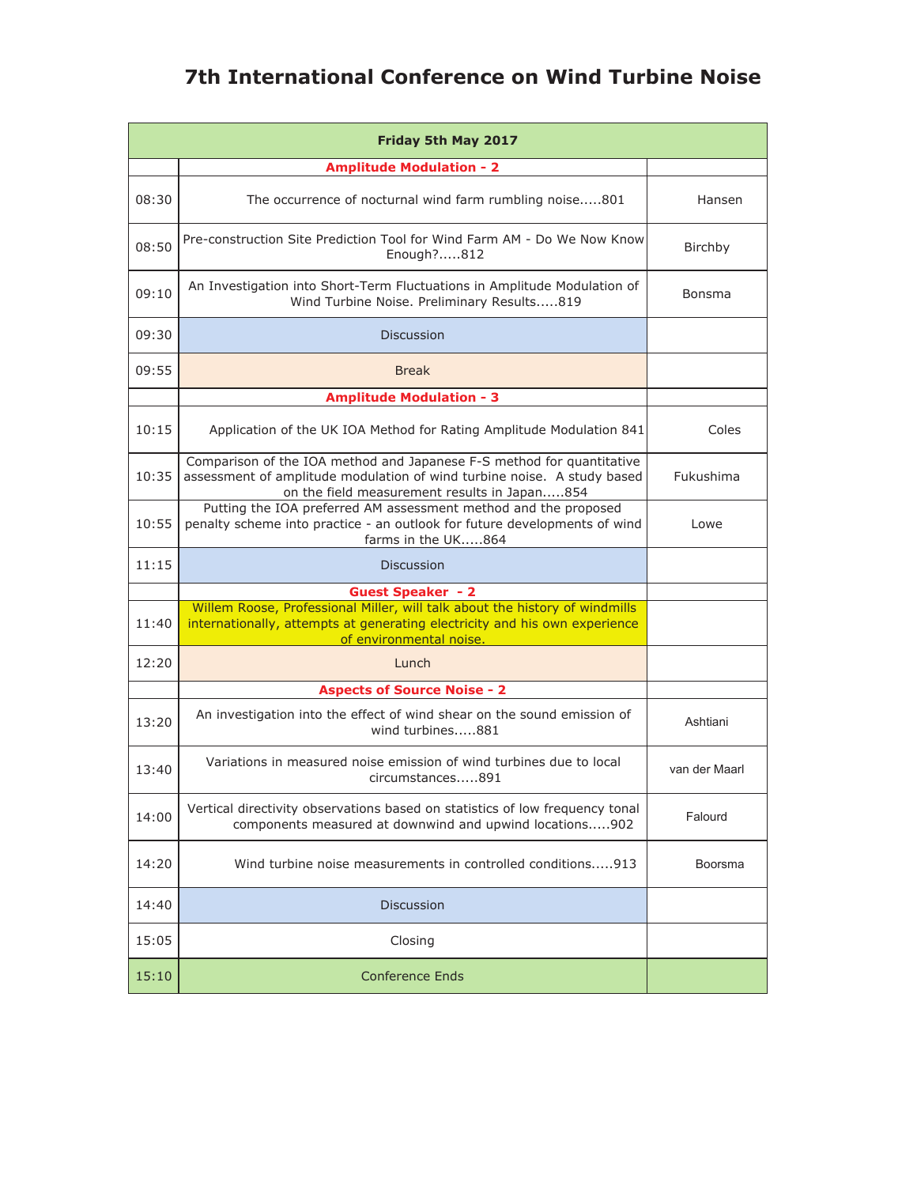# 7th International Conference on Wind Turbine Noise

| Friday 5th May 2017 | | |
|---|---|---|
| | **Amplitude Modulation - 2** | |
| 08:30 | The occurrence of nocturnal wind farm rumbling noise.....801 | Hansen |
| 08:50 | Pre-construction Site Prediction Tool for Wind Farm AM - Do We Now Know Enough?.....812 | Birchby |
| 09:10 | An Investigation into Short-Term Fluctuations in Amplitude Modulation of Wind Turbine Noise. Preliminary Results.....819 | Bonsma |
| 09:30 | Discussion | |
| 09:55 | Break | |
| | **Amplitude Modulation - 3** | |
| 10:15 | Application of the UK IOA Method for Rating Amplitude Modulation 841 | Coles |
| 10:35 | Comparison of the IOA method and Japanese F-S method for quantitative assessment of amplitude modulation of wind turbine noise. A study based on the field measurement results in Japan.....854 | Fukushima |
| 10:55 | Putting the IOA preferred AM assessment method and the proposed penalty scheme into practice - an outlook for future developments of wind farms in the UK.....864 | Lowe |
| 11:15 | Discussion | |
| | **Guest Speaker - 2** | |
| 11:40 | Willem Roose, Professional Miller, will talk about the history of windmills internationally, attempts at generating electricity and his own experience of environmental noise. | |
| 12:20 | Lunch | |
| | **Aspects of Source Noise - 2** | |
| 13:20 | An investigation into the effect of wind shear on the sound emission of wind turbines.....881 | Ashtiani |
| 13:40 | Variations in measured noise emission of wind turbines due to local circumstances.....891 | van der Maarl |
| 14:00 | Vertical directivity observations based on statistics of low frequency tonal components measured at downwind and upwind locations.....902 | Falourd |
| 14:20 | Wind turbine noise measurements in controlled conditions.....913 | Boorsma |
| 14:40 | Discussion | |
| 15:05 | Closing | |
| 15:10 | Conference Ends | |